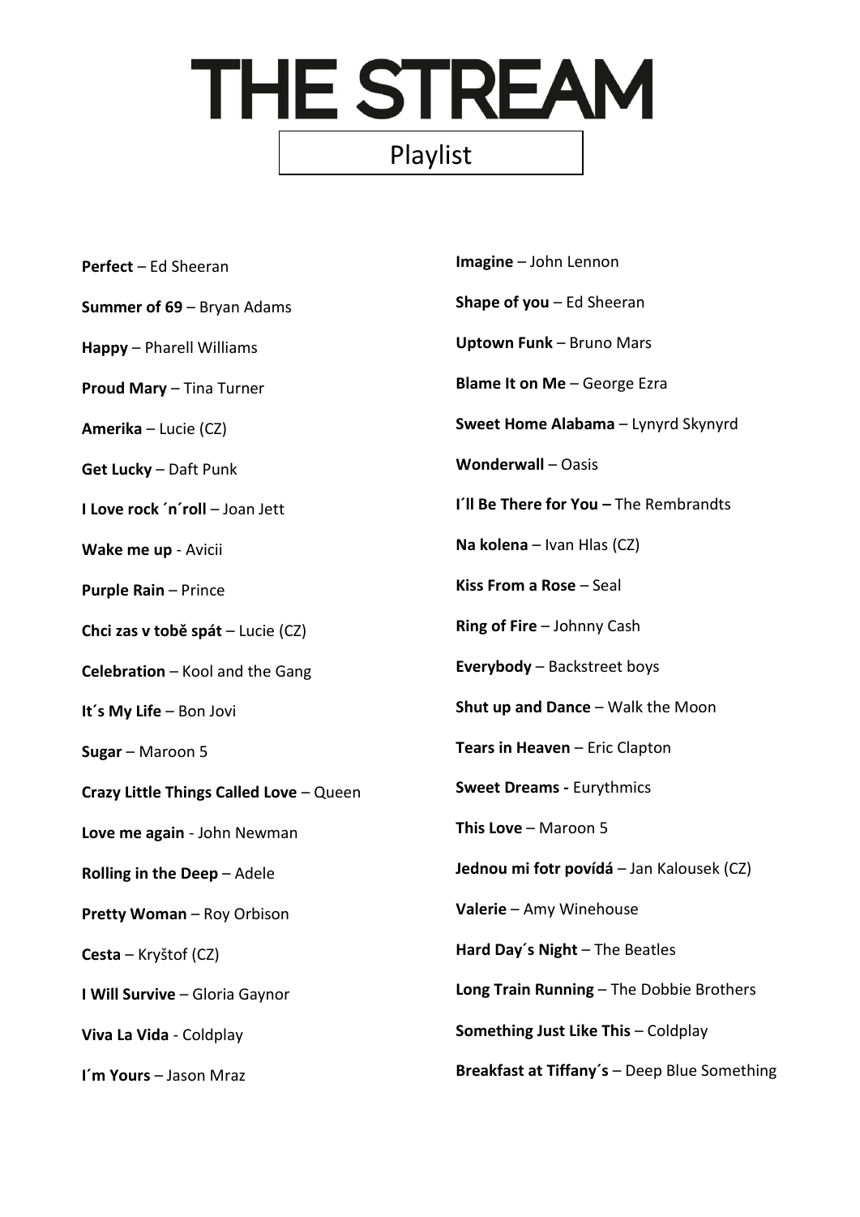# THE STREAM

## Playlist

**Perfect** – Ed Sheeran

**Summer of 69** – Bryan Adams

**Happy** – Pharell Williams

**Proud Mary** – Tina Turner

**Amerika** – Lucie (CZ)

**Get Lucky** – Daft Punk

**I Love rock ´n´roll** – Joan Jett

**Wake me up** - Avicii

**Purple Rain** – Prince

**Chci zas v tobě spát** – Lucie (CZ)

**Celebration** – Kool and the Gang

**It´s My Life** – Bon Jovi

**Sugar** – Maroon 5

**Crazy Little Things Called Love** – Queen

**Love me again** - John Newman

**Rolling in the Deep** – Adele

**Pretty Woman** – Roy Orbison

**Cesta** – Kryštof (CZ)

**I Will Survive** – Gloria Gaynor

**Viva La Vida** - Coldplay

**I´m Yours** – Jason Mraz

**Imagine** – John Lennon

**Shape of you** – Ed Sheeran

**Uptown Funk** – Bruno Mars

**Blame It on Me** – George Ezra

**Sweet Home Alabama** – Lynyrd Skynyrd

**Wonderwall** – Oasis

**I´ll Be There for You –** The Rembrandts

**Na kolena** – Ivan Hlas (CZ)

**Kiss From a Rose** – Seal

**Ring of Fire** – Johnny Cash

**Everybody** – Backstreet boys

**Shut up and Dance** – Walk the Moon

**Tears in Heaven** – Eric Clapton

**Sweet Dreams -** Eurythmics

**This Love** – Maroon 5

**Jednou mi fotr povídá** – Jan Kalousek (CZ)

**Valerie** – Amy Winehouse

**Hard Day´s Night** – The Beatles

**Long Train Running** – The Dobbie Brothers

**Something Just Like This** – Coldplay

**Breakfast at Tiffany´s** – Deep Blue Something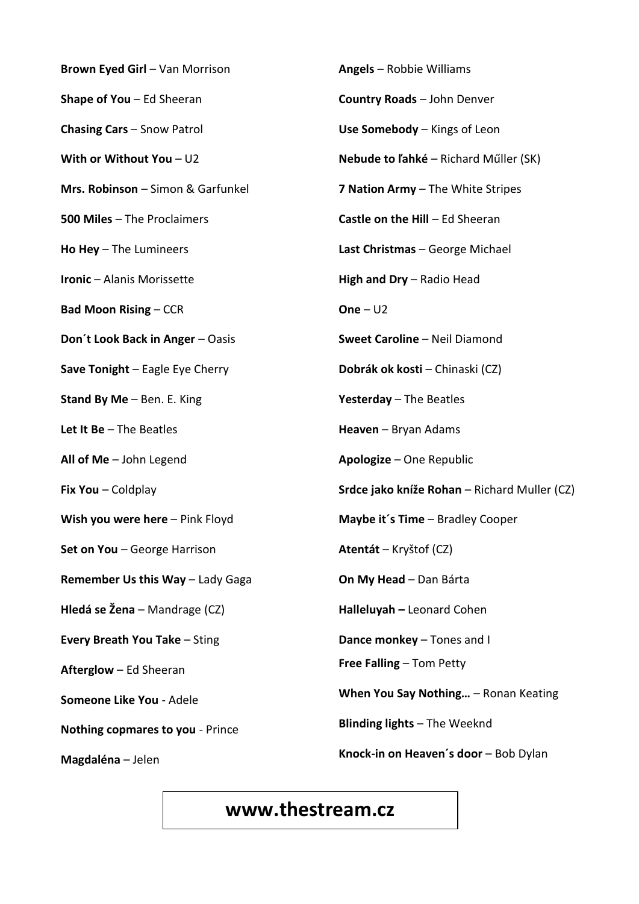**Brown Eyed Girl** – Van Morrison

**Shape of You** – Ed Sheeran

**Chasing Cars** – Snow Patrol

**With or Without You** – U2

**Mrs. Robinson** – Simon & Garfunkel

**500 Miles** – The Proclaimers

**Ho Hey** – The Lumineers

**Ironic** – Alanis Morissette

**Bad Moon Rising** – CCR

**Don´t Look Back in Anger** – Oasis

**Save Tonight** – Eagle Eye Cherry

**Stand By Me** – Ben. E. King

**Let It Be** – The Beatles

**All of Me** – John Legend

**Fix You** – Coldplay

**Wish you were here** – Pink Floyd

**Set on You** – George Harrison

**Remember Us this Way** – Lady Gaga

**Hledá se Žena** – Mandrage (CZ)

**Every Breath You Take** – Sting

**Afterglow** – Ed Sheeran

**Someone Like You** - Adele

**Nothing copmares to you** - Prince

**Magdaléna** – Jelen

**Angels** – Robbie Williams

**Country Roads** – John Denver

**Use Somebody** – Kings of Leon

**Nebude to ľahké** – Richard Műller (SK)

**7 Nation Army** – The White Stripes

**Castle on the Hill** – Ed Sheeran

**Last Christmas** – George Michael

**High and Dry** – Radio Head

**One** – U2

**Sweet Caroline** – Neil Diamond

**Dobrák ok kosti** – Chinaski (CZ)

**Yesterday** – The Beatles

**Heaven** – Bryan Adams

**Apologize** – One Republic

**Srdce jako kníže Rohan** – Richard Muller (CZ)

**Maybe it´s Time** – Bradley Cooper

**Atentát** – Kryštof (CZ)

**On My Head** – Dan Bárta

**Halleluyah –** Leonard Cohen

**Dance monkey** – Tones and I

**Free Falling** – Tom Petty

**When You Say Nothing…** – Ronan Keating

**Blinding lights** – The Weeknd

**Knock-in on Heaven´s door** – Bob Dylan

**www.thestream.cz**